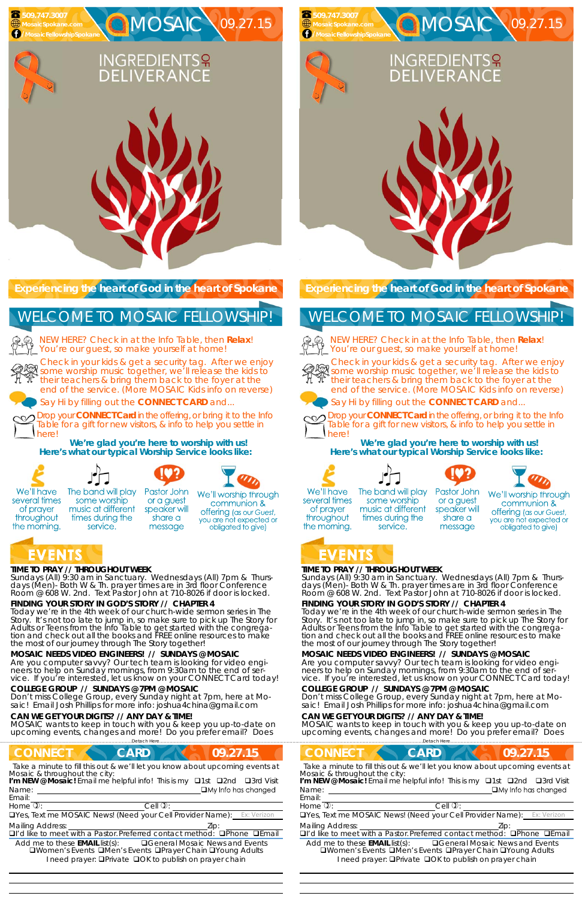509.747.3007
MosaicSpokane.com
/MosaicFellowshipSpokane

# MOSAIC 09.27.15

## INGREDIENTS OF DELIVERANCE

**Experiencing the heart of God in the heart of Spokane**

## WELCOME TO MOSAIC FELLOWSHIP!

NEW HERE? Check in at the Info Table, then **Relax**! You're our guest, so make yourself at home!

Check in your kids & get a security tag. After we enjoy some worship music together, we'll release the kids to their teachers & bring them back to the foyer at the end of the service. (More MOSAIC Kids info on reverse)

Say Hi by filling out the **CONNECTCARD** and...

Drop your **CONNECTCard** in the offering, or bring it to the Info Table for a gift for new visitors, & info to help you settle in here!

**We're glad you're here to worship with us!**
**Here's what our typical Worship Service looks like:**

We'll have several times of prayer throughout the morning.

The band will play some worship music at different times during the service.

Pastor John or a guest speaker will share a message

We'll worship through communion & offering (as our Guest, you are not expected or obligated to give)

## EVENTS

**TIME TO PRAY // THROUGHOUT WEEK**
Sundays (All) 9:30 am in Sanctuary. Wednesdays (All) 7pm & Thursdays (Men)- Both W & Th. prayer times are in 3rd floor Conference Room @ 608 W. 2nd. Text Pastor John at 710-8026 if door is locked.

**FINDING YOUR STORY IN GOD'S STORY // CHAPTER 4**
Today we're in the 4th week of our church-wide sermon series in The Story. It's not too late to jump in, so make sure to pick up The Story for Adults or Teens from the Info Table to get started with the congregation and check out all the books and FREE online resources to make the most of our journey through The Story together!

**MOSAIC NEEDS VIDEO ENGINEERS! // SUNDAYS @ MOSAIC**
Are you computer savvy? Our tech team is looking for video engineers to help on Sunday mornings, from 9:30am to the end of service. If you're interested, let us know on your CONNECTCard today!

**COLLEGE GROUP // SUNDAYS @ 7PM @ MOSAIC**
Don't miss College Group, every Sunday night at 7pm, here at Mosaic! Email Josh Phillips for more info: joshua4china@gmail.com

**CAN WE GET YOUR DIGITS? // ANY DAY & TIME!**
MOSAIC wants to keep in touch with you & keep you up-to-date on upcoming events, changes and more! Do you prefer email? Does

Detach Here

## CONNECT CARD 09.27.15

Take a minute to fill this out & we'll let you know about upcoming events at Mosaic & throughout the city:
**I'm NEW @ Mosaic!** Email me helpful info! This is my ❑1st ❑2nd ❑3rd Visit
Name: ❑My Info has changed
Email:
Home: Cell:
❑Yes, Text me MOSAIC News! (Need your Cell Provider Name): Ex: Verizon
Mailing Address: Zip:
❑I'd like to meet with a Pastor. Preferred contact method: ❑Phone ❑Email
Add me to these **EMAIL** list(s): ❑General Mosaic News and Events ❑Women's Events ❑Men's Events ❑Prayer Chain ❑Young Adults
I need prayer: ❑Private ❑OK to publish on prayer chain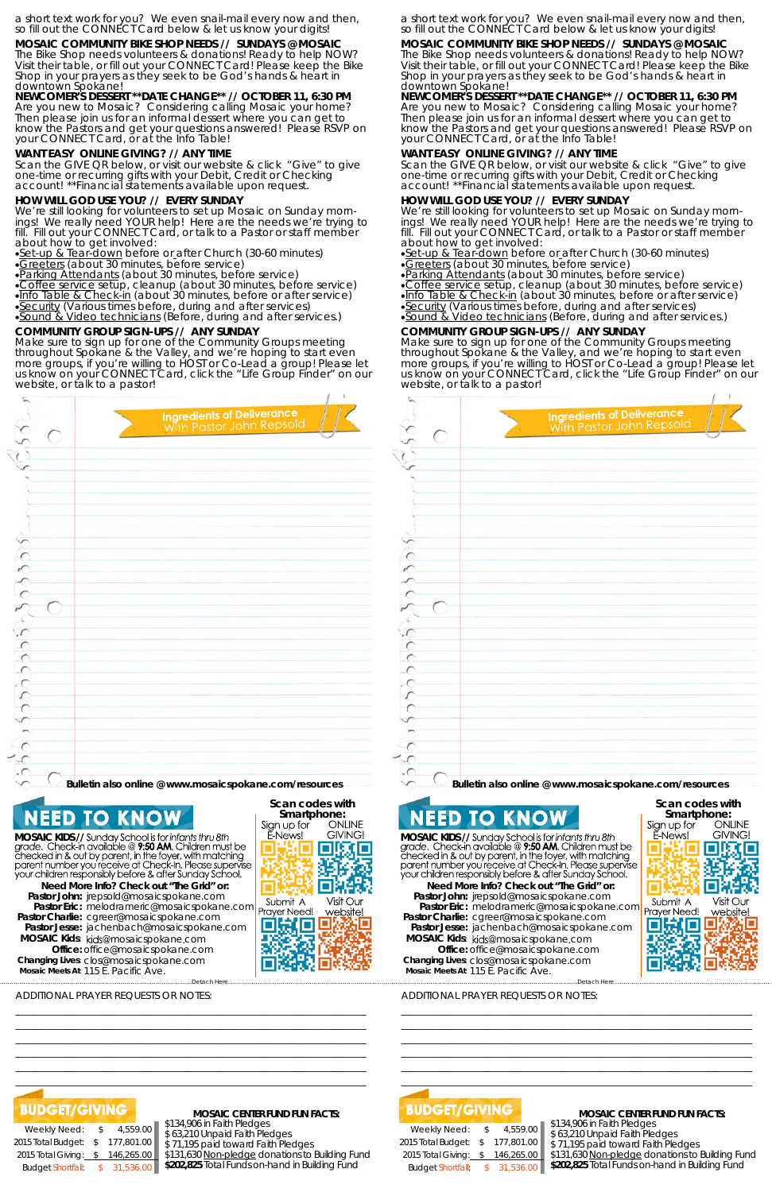a short text work for you? We even snail-mail every now and then, so fill out the CONNECT Card below & let us know your digits!

**MOSAIC COMMUNITY BIKE SHOP NEEDS // SUNDAYS @ MOSAIC**
The Bike Shop needs volunteers & donations! Ready to help NOW? Visit their table, or fill out your CONNECT Card! Please keep the Bike Shop in your prayers as they seek to be God's hands & heart in downtown Spokane!

**NEWCOMER'S DESSERT \*\*DATE CHANGE\*\* // OCTOBER 11, 6:30 PM**
Are you new to Mosaic? Considering calling Mosaic your home? Then please join us for an informal dessert where you can get to know the Pastors and get your questions answered! Please RSVP on your CONNECT Card, or at the Info Table!

**WANT EASY ONLINE GIVING? // ANY TIME**
Scan the GIVE QR below, or visit our website & click "Give" to give one-time or recurring gifts with your Debit, Credit or Checking account! \*\*Financial statements available upon request.

**HOW WILL GOD USE YOU? // EVERY SUNDAY**
We're still looking for volunteers to set up Mosaic on Sunday mornings! We really need YOUR help! Here are the needs we're trying to fill. Fill out your CONNECT Card, or talk to a Pastor or staff member about how to get involved:

- Set-up & Tear-down before or after Church (30-60 minutes)
- Greeters (about 30 minutes, before service)
- Parking Attendants (about 30 minutes, before service)
- Coffee service setup, cleanup (about 30 minutes, before service)
- Info Table & Check-in (about 30 minutes, before or after service)
- Security (Various times before, during and after services)
- Sound & Video technicians (Before, during and after services.)

**COMMUNITY GROUP SIGN-UPS // ANY SUNDAY**
Make sure to sign up for one of the Community Groups meeting throughout Spokane & the Valley, and we're hoping to start even more groups, if you're willing to HOST or Co-Lead a group! Please let us know on your CONNECT Card, click the "Life Group Finder" on our website, or talk to a pastor!

**Ingredients of Deliverance**
With Pastor John Repsold

**Bulletin also online @www.mosaicspokane.com/resources**

## NEED TO KNOW

**MOSAIC KIDS//** Sunday School is for *infants thru 8th grade*. Check-in available @ **9:50 AM**. Children must be checked in & out by parent, in the foyer, with matching parent number you receive at Check-In. Please supervise your children responsibly before & after Sunday School.

**Need More Info? Check out "The Grid" or:**

**Pastor John:** jrepsold@mosaicspokane.com
**Pastor Eric:** melodrameric@mosaicspokane.com
**Pastor Charlie:** cgreer@mosaicspokane.com
**Pastor Jesse:** jachenbach@mosaicspokane.com
**MOSAIC Kids:** kids@mosaicspokane.com
**Office:** office@mosaicspokane.com
**Changing Lives:** clos@mosaicspokane.com
**Mosaic Meets At:** 115 E. Pacific Ave.

**Scan codes with Smartphone:**
Sign up for E-News! ONLINE GIVING! Submit A Prayer Need! Visit Our website!

Detach Here

ADDITIONAL PRAYER REQUESTS OR NOTES:

## BUDGET/GIVING

| | | |
|---|---|---|
| Weekly Need: | $ | 4,559.00 |
| 2015 Total Budget: | $ | 177,801.00 |
| 2015 Total Giving: | $ | 146,265.00 |
| Budget Shortfall: | $ | 31,536.00 |

**MOSAIC CENTER FUND FUN FACTS:**
$134,906 in Faith Pledges
$ 63,210 Unpaid Faith Pledges
$ 71,195 paid toward Faith Pledges
$131,630 Non-pledge donations to Building Fund
**$202,825** Total Funds on-hand in Building Fund

---

a short text work for you? We even snail-mail every now and then, so fill out the CONNECT Card below & let us know your digits!

**MOSAIC COMMUNITY BIKE SHOP NEEDS // SUNDAYS @ MOSAIC**
The Bike Shop needs volunteers & donations! Ready to help NOW? Visit their table, or fill out your CONNECT Card! Please keep the Bike Shop in your prayers as they seek to be God's hands & heart in downtown Spokane!

**NEWCOMER'S DESSERT \*\*DATE CHANGE\*\* // OCTOBER 11, 6:30 PM**
Are you new to Mosaic? Considering calling Mosaic your home? Then please join us for an informal dessert where you can get to know the Pastors and get your questions answered! Please RSVP on your CONNECT Card, or at the Info Table!

**WANT EASY ONLINE GIVING? // ANY TIME**
Scan the GIVE QR below, or visit our website & click "Give" to give one-time or recurring gifts with your Debit, Credit or Checking account! \*\*Financial statements available upon request.

**HOW WILL GOD USE YOU? // EVERY SUNDAY**
We're still looking for volunteers to set up Mosaic on Sunday mornings! We really need YOUR help! Here are the needs we're trying to fill. Fill out your CONNECT Card, or talk to a Pastor or staff member about how to get involved:

- Set-up & Tear-down before or after Church (30-60 minutes)
- Greeters (about 30 minutes, before service)
- Parking Attendants (about 30 minutes, before service)
- Coffee service setup, cleanup (about 30 minutes, before service)
- Info Table & Check-in (about 30 minutes, before or after service)
- Security (Various times before, during and after services)
- Sound & Video technicians (Before, during and after services.)

**COMMUNITY GROUP SIGN-UPS // ANY SUNDAY**
Make sure to sign up for one of the Community Groups meeting throughout Spokane & the Valley, and we're hoping to start even more groups, if you're willing to HOST or Co-Lead a group! Please let us know on your CONNECT Card, click the "Life Group Finder" on our website, or talk to a pastor!

**Ingredients of Deliverance**
With Pastor John Repsold

**Bulletin also online @www.mosaicspokane.com/resources**

## NEED TO KNOW

**MOSAIC KIDS//** Sunday School is for *infants thru 8th grade*. Check-in available @ **9:50 AM**. Children must be checked in & out by parent, in the foyer, with matching parent number you receive at Check-In. Please supervise your children responsibly before & after Sunday School.

**Need More Info? Check out "The Grid" or:**

**Pastor John:** jrepsold@mosaicspokane.com
**Pastor Eric:** melodrameric@mosaicspokane.com
**Pastor Charlie:** cgreer@mosaicspokane.com
**Pastor Jesse:** jachenbach@mosaicspokane.com
**MOSAIC Kids:** kids@mosaicspokane.com
**Office:** office@mosaicspokane.com
**Changing Lives:** clos@mosaicspokane.com
**Mosaic Meets At:** 115 E. Pacific Ave.

**Scan codes with Smartphone:**
Sign up for E-News! ONLINE GIVING! Submit A Prayer Need! Visit Our website!

Detach Here

ADDITIONAL PRAYER REQUESTS OR NOTES:

## BUDGET/GIVING

| | | |
|---|---|---|
| Weekly Need: | $ | 4,559.00 |
| 2015 Total Budget: | $ | 177,801.00 |
| 2015 Total Giving: | $ | 146,265.00 |
| Budget Shortfall: | $ | 31,536.00 |

**MOSAIC CENTER FUND FUN FACTS:**
$134,906 in Faith Pledges
$ 63,210 Unpaid Faith Pledges
$ 71,195 paid toward Faith Pledges
$131,630 Non-pledge donations to Building Fund
**$202,825** Total Funds on-hand in Building Fund